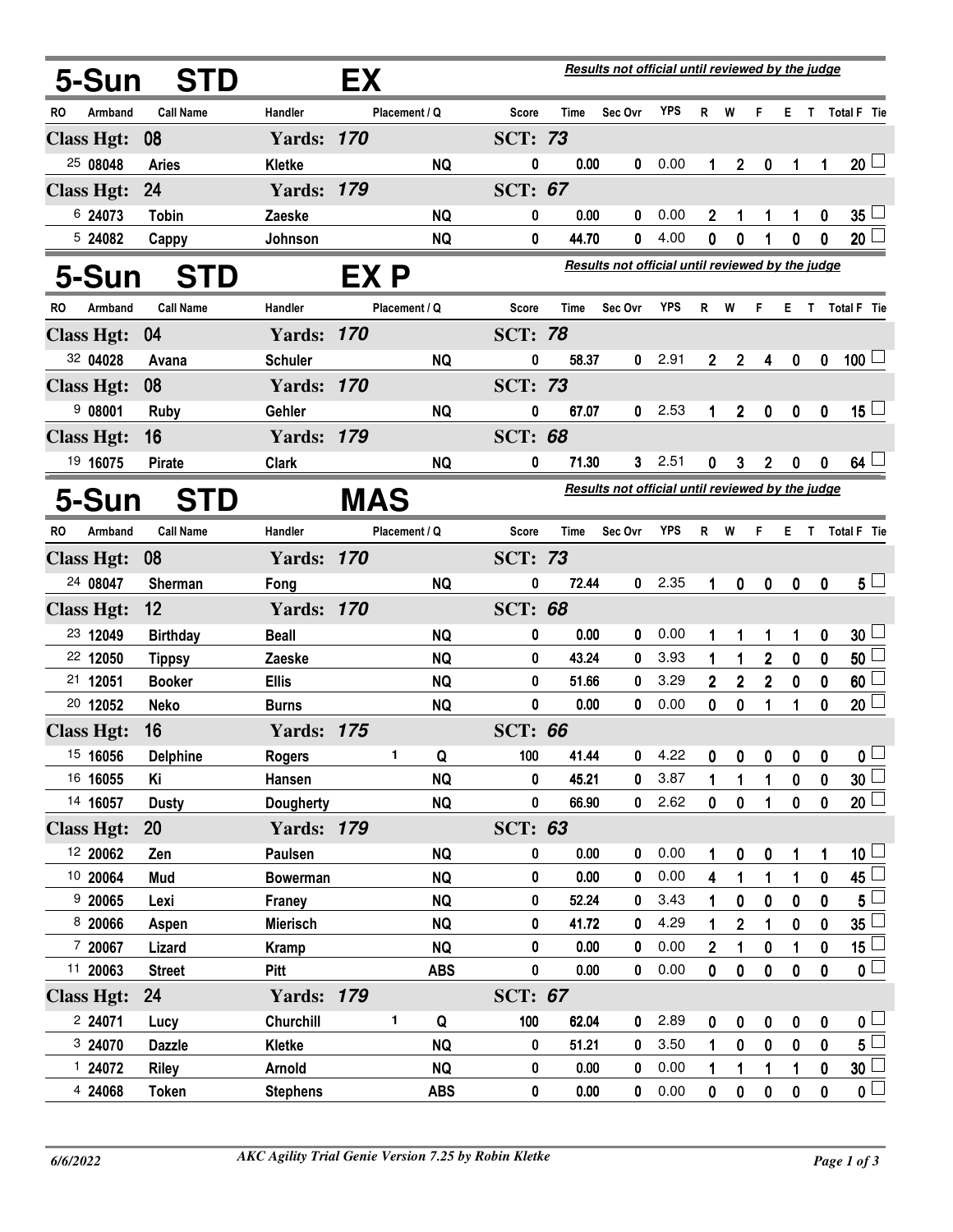## 5-Sun STD EX

*Results not official until reviewed by the judge*

| RO | Armband | Call Name | Handler | Placement / Q | | Score | Time | Sec Ovr | YPS | R | W | F | E | T | Total F | Tie |
|---|---|---|---|---|---|---|---|---|---|---|---|---|---|---|---|---|
| **Class Hgt: 08** | | | **Yards: 170** | | | **SCT: 73** | | | | | | | | | | |
| 25 | 08048 | Aries | Kletke | | NQ | 0 | 0.00 | 0 | 0.00 | 1 | 2 | 0 | 1 | 1 | 20 | ☐ |
| **Class Hgt: 24** | | | **Yards: 179** | | | **SCT: 67** | | | | | | | | | | |
| 6 | 24073 | Tobin | Zaeske | | NQ | 0 | 0.00 | 0 | 0.00 | 2 | 1 | 1 | 1 | 0 | 35 | ☐ |
| 5 | 24082 | Cappy | Johnson | | NQ | 0 | 44.70 | 0 | 4.00 | 0 | 0 | 1 | 0 | 0 | 20 | ☐ |

## 5-Sun STD EX P

*Results not official until reviewed by the judge*

| RO | Armband | Call Name | Handler | Placement / Q | | Score | Time | Sec Ovr | YPS | R | W | F | E | T | Total F | Tie |
|---|---|---|---|---|---|---|---|---|---|---|---|---|---|---|---|---|
| **Class Hgt: 04** | | | **Yards: 170** | | | **SCT: 78** | | | | | | | | | | |
| 32 | 04028 | Avana | Schuler | | NQ | 0 | 58.37 | 0 | 2.91 | 2 | 2 | 4 | 0 | 0 | 100 | ☐ |
| **Class Hgt: 08** | | | **Yards: 170** | | | **SCT: 73** | | | | | | | | | | |
| 9 | 08001 | Ruby | Gehler | | NQ | 0 | 67.07 | 0 | 2.53 | 1 | 2 | 0 | 0 | 0 | 15 | ☐ |
| **Class Hgt: 16** | | | **Yards: 179** | | | **SCT: 68** | | | | | | | | | | |
| 19 | 16075 | Pirate | Clark | | NQ | 0 | 71.30 | 3 | 2.51 | 0 | 3 | 2 | 0 | 0 | 64 | ☐ |

## 5-Sun STD MAS

*Results not official until reviewed by the judge*

| RO | Armband | Call Name | Handler | Placement / Q | | Score | Time | Sec Ovr | YPS | R | W | F | E | T | Total F | Tie |
|---|---|---|---|---|---|---|---|---|---|---|---|---|---|---|---|---|
| **Class Hgt: 08** | | | **Yards: 170** | | | **SCT: 73** | | | | | | | | | | |
| 24 | 08047 | Sherman | Fong | | NQ | 0 | 72.44 | 0 | 2.35 | 1 | 0 | 0 | 0 | 0 | 5 | ☐ |
| **Class Hgt: 12** | | | **Yards: 170** | | | **SCT: 68** | | | | | | | | | | |
| 23 | 12049 | Birthday | Beall | | NQ | 0 | 0.00 | 0 | 0.00 | 1 | 1 | 1 | 1 | 0 | 30 | ☐ |
| 22 | 12050 | Tippsy | Zaeske | | NQ | 0 | 43.24 | 0 | 3.93 | 1 | 1 | 2 | 0 | 0 | 50 | ☐ |
| 21 | 12051 | Booker | Ellis | | NQ | 0 | 51.66 | 0 | 3.29 | 2 | 2 | 2 | 0 | 0 | 60 | ☐ |
| 20 | 12052 | Neko | Burns | | NQ | 0 | 0.00 | 0 | 0.00 | 0 | 0 | 1 | 1 | 0 | 20 | ☐ |
| **Class Hgt: 16** | | | **Yards: 175** | | | **SCT: 66** | | | | | | | | | | |
| 15 | 16056 | Delphine | Rogers | 1 | Q | 100 | 41.44 | 0 | 4.22 | 0 | 0 | 0 | 0 | 0 | 0 | ☐ |
| 16 | 16055 | Ki | Hansen | | NQ | 0 | 45.21 | 0 | 3.87 | 1 | 1 | 1 | 0 | 0 | 30 | ☐ |
| 14 | 16057 | Dusty | Dougherty | | NQ | 0 | 66.90 | 0 | 2.62 | 0 | 0 | 1 | 0 | 0 | 20 | ☐ |
| **Class Hgt: 20** | | | **Yards: 179** | | | **SCT: 63** | | | | | | | | | | |
| 12 | 20062 | Zen | Paulsen | | NQ | 0 | 0.00 | 0 | 0.00 | 1 | 0 | 0 | 1 | 1 | 10 | ☐ |
| 10 | 20064 | Mud | Bowerman | | NQ | 0 | 0.00 | 0 | 0.00 | 4 | 1 | 1 | 1 | 0 | 45 | ☐ |
| 9 | 20065 | Lexi | Franey | | NQ | 0 | 52.24 | 0 | 3.43 | 1 | 0 | 0 | 0 | 0 | 5 | ☐ |
| 8 | 20066 | Aspen | Mierisch | | NQ | 0 | 41.72 | 0 | 4.29 | 1 | 2 | 1 | 0 | 0 | 35 | ☐ |
| 7 | 20067 | Lizard | Kramp | | NQ | 0 | 0.00 | 0 | 0.00 | 2 | 1 | 0 | 1 | 0 | 15 | ☐ |
| 11 | 20063 | Street | Pitt | | ABS | 0 | 0.00 | 0 | 0.00 | 0 | 0 | 0 | 0 | 0 | 0 | ☐ |
| **Class Hgt: 24** | | | **Yards: 179** | | | **SCT: 67** | | | | | | | | | | |
| 2 | 24071 | Lucy | Churchill | 1 | Q | 100 | 62.04 | 0 | 2.89 | 0 | 0 | 0 | 0 | 0 | 0 | ☐ |
| 3 | 24070 | Dazzle | Kletke | | NQ | 0 | 51.21 | 0 | 3.50 | 1 | 0 | 0 | 0 | 0 | 5 | ☐ |
| 1 | 24072 | Riley | Arnold | | NQ | 0 | 0.00 | 0 | 0.00 | 1 | 1 | 1 | 1 | 0 | 30 | ☐ |
| 4 | 24068 | Token | Stephens | | ABS | 0 | 0.00 | 0 | 0.00 | 0 | 0 | 0 | 0 | 0 | 0 | ☐ |

*6/6/2022* *AKC Agility Trial Genie Version 7.25 by Robin Kletke*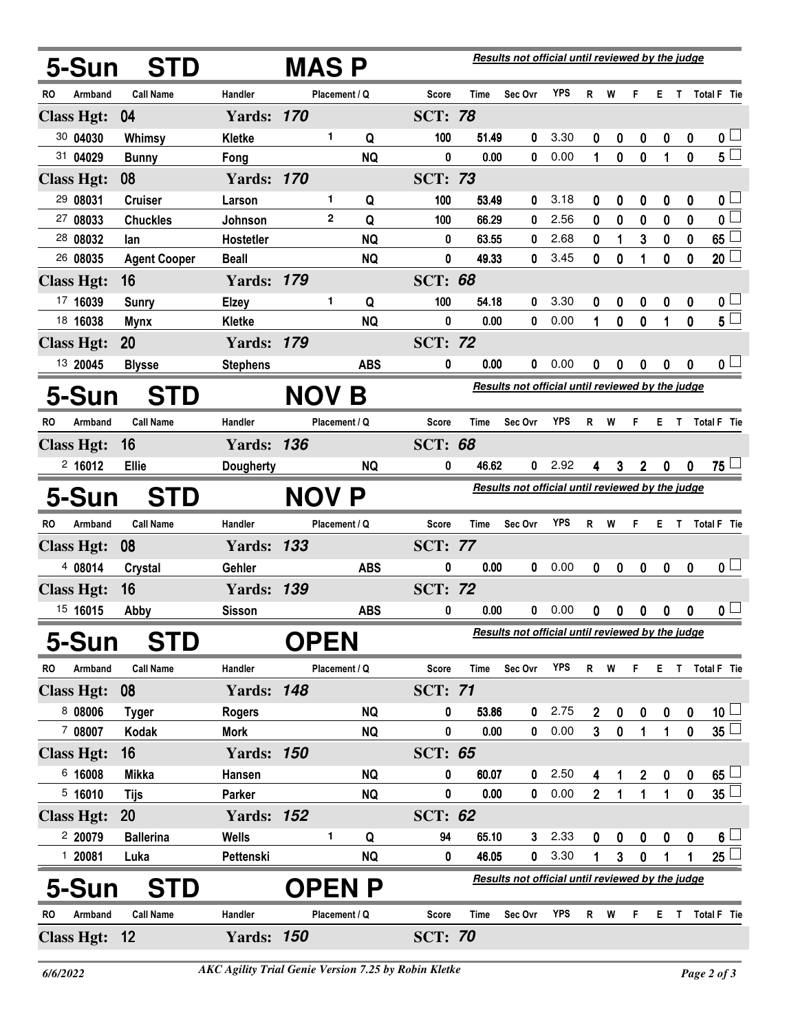## 5-Sun STD MAS P

*Results not official until reviewed by the judge*

| RO | Armband | Call Name | Handler | Placement | Q | Score | Time | Sec Ovr | YPS | R | W | F | E | T | Total F | Tie |
|---|---|---|---|---|---|---|---|---|---|---|---|---|---|---|---|---|
| **Class Hgt: 04** | | | **Yards: 170** | | | **SCT: 78** | | | | | | | | | | |
| 30 | 04030 | Whimsy | Kletke | 1 | Q | 100 | 51.49 | 0 | 3.30 | 0 | 0 | 0 | 0 | 0 | 0 | |
| 31 | 04029 | Bunny | Fong | | NQ | 0 | 0.00 | 0 | 0.00 | 1 | 0 | 0 | 1 | 0 | 5 | |
| **Class Hgt: 08** | | | **Yards: 170** | | | **SCT: 73** | | | | | | | | | | |
| 29 | 08031 | Cruiser | Larson | 1 | Q | 100 | 53.49 | 0 | 3.18 | 0 | 0 | 0 | 0 | 0 | 0 | |
| 27 | 08033 | Chuckles | Johnson | 2 | Q | 100 | 66.29 | 0 | 2.56 | 0 | 0 | 0 | 0 | 0 | 0 | |
| 28 | 08032 | Ian | Hostetler | | NQ | 0 | 63.55 | 0 | 2.68 | 0 | 1 | 3 | 0 | 0 | 65 | |
| 26 | 08035 | Agent Cooper | Beall | | NQ | 0 | 49.33 | 0 | 3.45 | 0 | 0 | 1 | 0 | 0 | 20 | |
| **Class Hgt: 16** | | | **Yards: 179** | | | **SCT: 68** | | | | | | | | | | |
| 17 | 16039 | Sunry | Elzey | 1 | Q | 100 | 54.18 | 0 | 3.30 | 0 | 0 | 0 | 0 | 0 | 0 | |
| 18 | 16038 | Mynx | Kletke | | NQ | 0 | 0.00 | 0 | 0.00 | 1 | 0 | 0 | 1 | 0 | 5 | |
| **Class Hgt: 20** | | | **Yards: 179** | | | **SCT: 72** | | | | | | | | | | |
| 13 | 20045 | Blysse | Stephens | | ABS | 0 | 0.00 | 0 | 0.00 | 0 | 0 | 0 | 0 | 0 | 0 | |

## 5-Sun STD NOV B

*Results not official until reviewed by the judge*

| RO | Armband | Call Name | Handler | Placement | Q | Score | Time | Sec Ovr | YPS | R | W | F | E | T | Total F | Tie |
|---|---|---|---|---|---|---|---|---|---|---|---|---|---|---|---|---|
| **Class Hgt: 16** | | | **Yards: 136** | | | **SCT: 68** | | | | | | | | | | |
| 2 | 16012 | Ellie | Dougherty | | NQ | 0 | 46.62 | 0 | 2.92 | 4 | 3 | 2 | 0 | 0 | 75 | |

## 5-Sun STD NOV P

*Results not official until reviewed by the judge*

| RO | Armband | Call Name | Handler | Placement | Q | Score | Time | Sec Ovr | YPS | R | W | F | E | T | Total F | Tie |
|---|---|---|---|---|---|---|---|---|---|---|---|---|---|---|---|---|
| **Class Hgt: 08** | | | **Yards: 133** | | | **SCT: 77** | | | | | | | | | | |
| 4 | 08014 | Crystal | Gehler | | ABS | 0 | 0.00 | 0 | 0.00 | 0 | 0 | 0 | 0 | 0 | 0 | |
| **Class Hgt: 16** | | | **Yards: 139** | | | **SCT: 72** | | | | | | | | | | |
| 15 | 16015 | Abby | Sisson | | ABS | 0 | 0.00 | 0 | 0.00 | 0 | 0 | 0 | 0 | 0 | 0 | |

## 5-Sun STD OPEN

*Results not official until reviewed by the judge*

| RO | Armband | Call Name | Handler | Placement | Q | Score | Time | Sec Ovr | YPS | R | W | F | E | T | Total F | Tie |
|---|---|---|---|---|---|---|---|---|---|---|---|---|---|---|---|---|
| **Class Hgt: 08** | | | **Yards: 148** | | | **SCT: 71** | | | | | | | | | | |
| 8 | 08006 | Tyger | Rogers | | NQ | 0 | 53.86 | 0 | 2.75 | 2 | 0 | 0 | 0 | 0 | 10 | |
| 7 | 08007 | Kodak | Mork | | NQ | 0 | 0.00 | 0 | 0.00 | 3 | 0 | 1 | 1 | 0 | 35 | |
| **Class Hgt: 16** | | | **Yards: 150** | | | **SCT: 65** | | | | | | | | | | |
| 6 | 16008 | Mikka | Hansen | | NQ | 0 | 60.07 | 0 | 2.50 | 4 | 1 | 2 | 0 | 0 | 65 | |
| 5 | 16010 | Tijs | Parker | | NQ | 0 | 0.00 | 0 | 0.00 | 2 | 1 | 1 | 1 | 0 | 35 | |
| **Class Hgt: 20** | | | **Yards: 152** | | | **SCT: 62** | | | | | | | | | | |
| 2 | 20079 | Ballerina | Wells | 1 | Q | 94 | 65.10 | 3 | 2.33 | 0 | 0 | 0 | 0 | 0 | 6 | |
| 1 | 20081 | Luka | Pettenski | | NQ | 0 | 46.05 | 0 | 3.30 | 1 | 3 | 0 | 1 | 1 | 25 | |

## 5-Sun STD OPEN P

*Results not official until reviewed by the judge*

| RO | Armband | Call Name | Handler | Placement | Q | Score | Time | Sec Ovr | YPS | R | W | F | E | T | Total F | Tie |
|---|---|---|---|---|---|---|---|---|---|---|---|---|---|---|---|---|
| **Class Hgt: 12** | | | **Yards: 150** | | | **SCT: 70** | | | | | | | | | | |

*6/6/2022* — *AKC Agility Trial Genie Version 7.25 by Robin Kletke*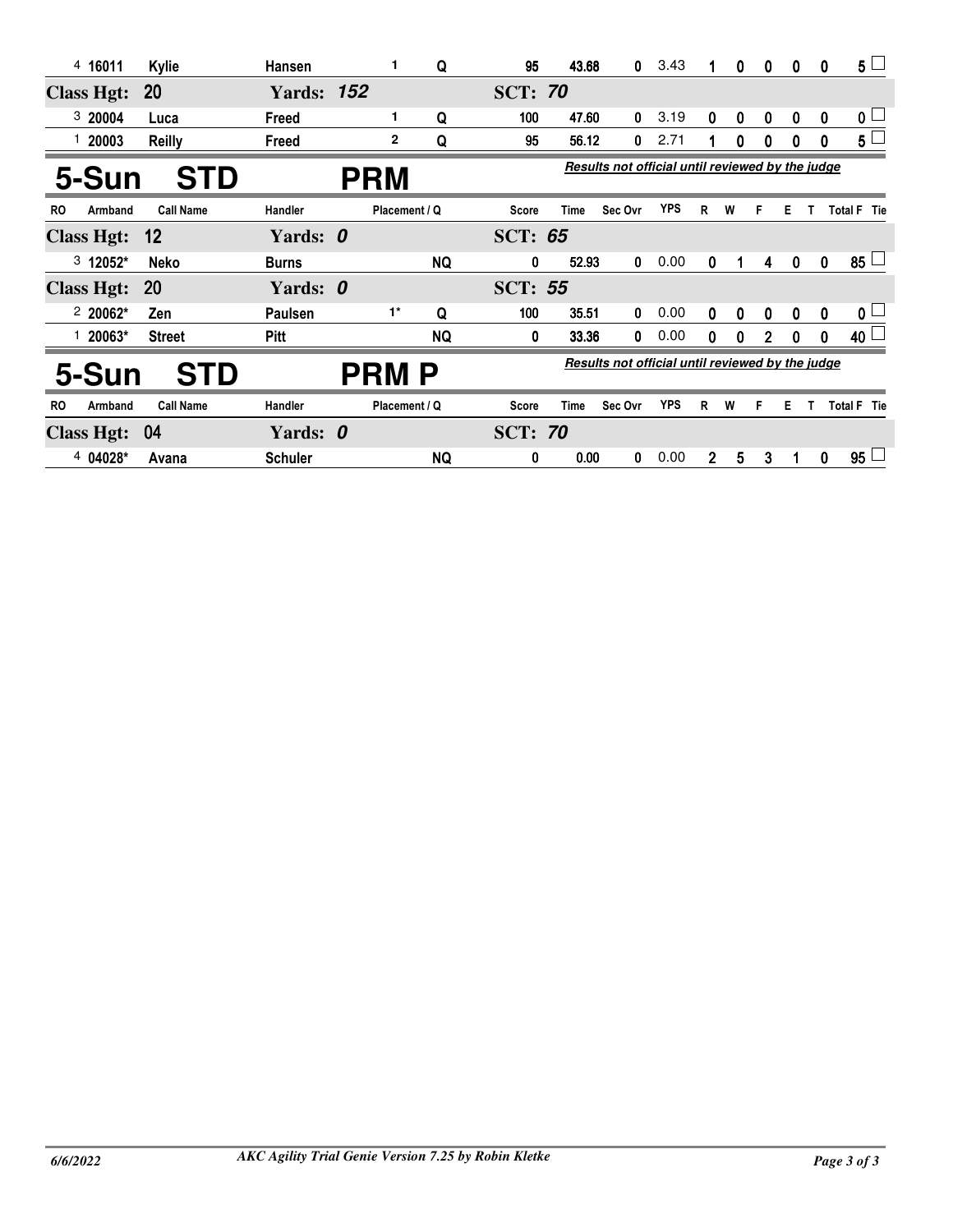| RO | Armband | Call Name | Handler | Placement | Q | Score | Time | Sec Ovr | YPS | R | W | F | E | T | Total F | Tie |
|---|---|---|---|---|---|---|---|---|---|---|---|---|---|---|---|---|
| 4 | 16011 | Kylie | Hansen | 1 | Q | 95 | 43.68 | 0 | 3.43 | 1 | 0 | 0 | 0 | 0 | 5 | ☐ |
| **Class Hgt: 20** | | | **Yards: 152** | | | **SCT: 70** | | | | | | | | | | |
| 3 | 20004 | Luca | Freed | 1 | Q | 100 | 47.60 | 0 | 3.19 | 0 | 0 | 0 | 0 | 0 | 0 | ☐ |
| 1 | 20003 | Reilly | Freed | 2 | Q | 95 | 56.12 | 0 | 2.71 | 1 | 0 | 0 | 0 | 0 | 5 | ☐ |

## 5-Sun STD PRM

*Results not official until reviewed by the judge*

| RO | Armband | Call Name | Handler | Placement | Q | Score | Time | Sec Ovr | YPS | R | W | F | E | T | Total F | Tie |
|---|---|---|---|---|---|---|---|---|---|---|---|---|---|---|---|---|
| **Class Hgt: 12** | | | **Yards: 0** | | | **SCT: 65** | | | | | | | | | | |
| 3 | 12052* | Neko | Burns | | NQ | 0 | 52.93 | 0 | 0.00 | 0 | 1 | 4 | 0 | 0 | 85 | ☐ |
| **Class Hgt: 20** | | | **Yards: 0** | | | **SCT: 55** | | | | | | | | | | |
| 2 | 20062* | Zen | Paulsen | 1* | Q | 100 | 35.51 | 0 | 0.00 | 0 | 0 | 0 | 0 | 0 | 0 | ☐ |
| 1 | 20063* | Street | Pitt | | NQ | 0 | 33.36 | 0 | 0.00 | 0 | 0 | 2 | 0 | 0 | 40 | ☐ |

## 5-Sun STD PRM P

*Results not official until reviewed by the judge*

| RO | Armband | Call Name | Handler | Placement | Q | Score | Time | Sec Ovr | YPS | R | W | F | E | T | Total F | Tie |
|---|---|---|---|---|---|---|---|---|---|---|---|---|---|---|---|---|
| **Class Hgt: 04** | | | **Yards: 0** | | | **SCT: 70** | | | | | | | | | | |
| 4 | 04028* | Avana | Schuler | | NQ | 0 | 0.00 | 0 | 0.00 | 2 | 5 | 3 | 1 | 0 | 95 | ☐ |

*6/6/2022* *AKC Agility Trial Genie Version 7.25 by Robin Kletke*